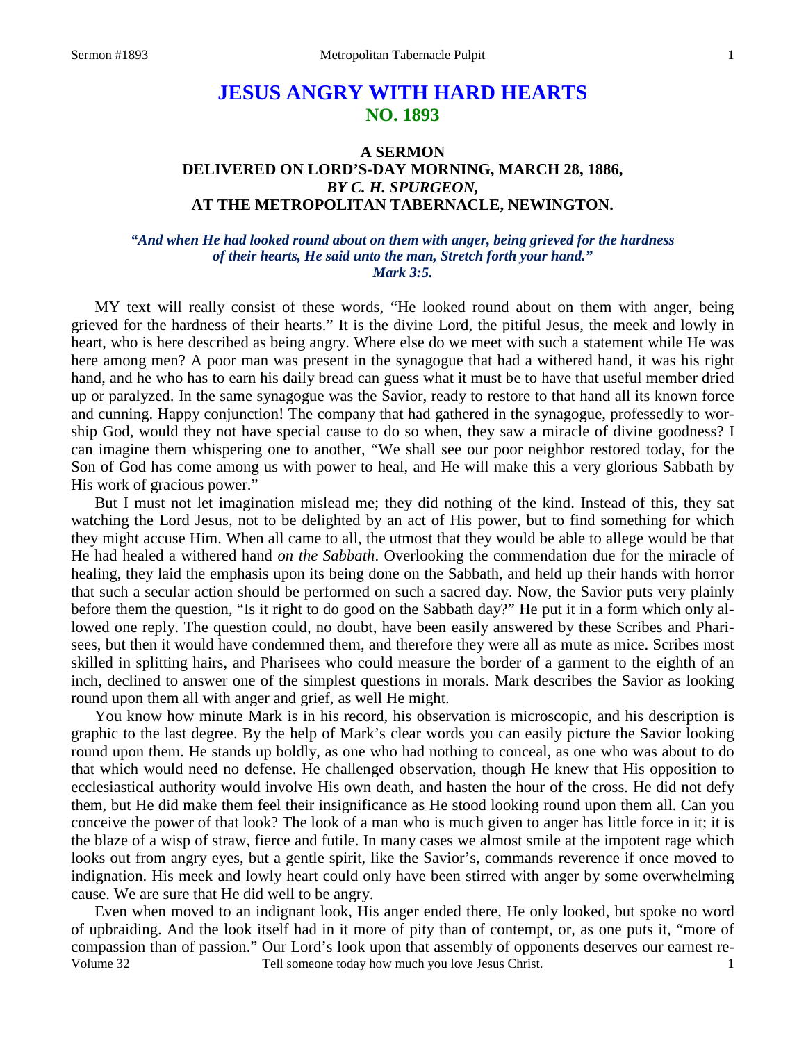# JESUS ANGRY WITH HARD HEARTS
## NO. 1893

### A SERMON
### DELIVERED ON LORD'S-DAY MORNING, MARCH 28, 1886,
### *BY C. H. SPURGEON,*
### AT THE METROPOLITAN TABERNACLE, NEWINGTON.

***"And when He had looked round about on them with anger, being grieved for the hardness of their hearts, He said unto the man, Stretch forth your hand." Mark 3:5.***

MY text will really consist of these words, "He looked round about on them with anger, being grieved for the hardness of their hearts." It is the divine Lord, the pitiful Jesus, the meek and lowly in heart, who is here described as being angry. Where else do we meet with such a statement while He was here among men? A poor man was present in the synagogue that had a withered hand, it was his right hand, and he who has to earn his daily bread can guess what it must be to have that useful member dried up or paralyzed. In the same synagogue was the Savior, ready to restore to that hand all its known force and cunning. Happy conjunction! The company that had gathered in the synagogue, professedly to worship God, would they not have special cause to do so when, they saw a miracle of divine goodness? I can imagine them whispering one to another, "We shall see our poor neighbor restored today, for the Son of God has come among us with power to heal, and He will make this a very glorious Sabbath by His work of gracious power."

But I must not let imagination mislead me; they did nothing of the kind. Instead of this, they sat watching the Lord Jesus, not to be delighted by an act of His power, but to find something for which they might accuse Him. When all came to all, the utmost that they would be able to allege would be that He had healed a withered hand *on the Sabbath*. Overlooking the commendation due for the miracle of healing, they laid the emphasis upon its being done on the Sabbath, and held up their hands with horror that such a secular action should be performed on such a sacred day. Now, the Savior puts very plainly before them the question, "Is it right to do good on the Sabbath day?" He put it in a form which only allowed one reply. The question could, no doubt, have been easily answered by these Scribes and Pharisees, but then it would have condemned them, and therefore they were all as mute as mice. Scribes most skilled in splitting hairs, and Pharisees who could measure the border of a garment to the eighth of an inch, declined to answer one of the simplest questions in morals. Mark describes the Savior as looking round upon them all with anger and grief, as well He might.

You know how minute Mark is in his record, his observation is microscopic, and his description is graphic to the last degree. By the help of Mark's clear words you can easily picture the Savior looking round upon them. He stands up boldly, as one who had nothing to conceal, as one who was about to do that which would need no defense. He challenged observation, though He knew that His opposition to ecclesiastical authority would involve His own death, and hasten the hour of the cross. He did not defy them, but He did make them feel their insignificance as He stood looking round upon them all. Can you conceive the power of that look? The look of a man who is much given to anger has little force in it; it is the blaze of a wisp of straw, fierce and futile. In many cases we almost smile at the impotent rage which looks out from angry eyes, but a gentle spirit, like the Savior's, commands reverence if once moved to indignation. His meek and lowly heart could only have been stirred with anger by some overwhelming cause. We are sure that He did well to be angry.

Even when moved to an indignant look, His anger ended there, He only looked, but spoke no word of upbraiding. And the look itself had in it more of pity than of contempt, or, as one puts it, "more of compassion than of passion." Our Lord's look upon that assembly of opponents deserves our earnest re-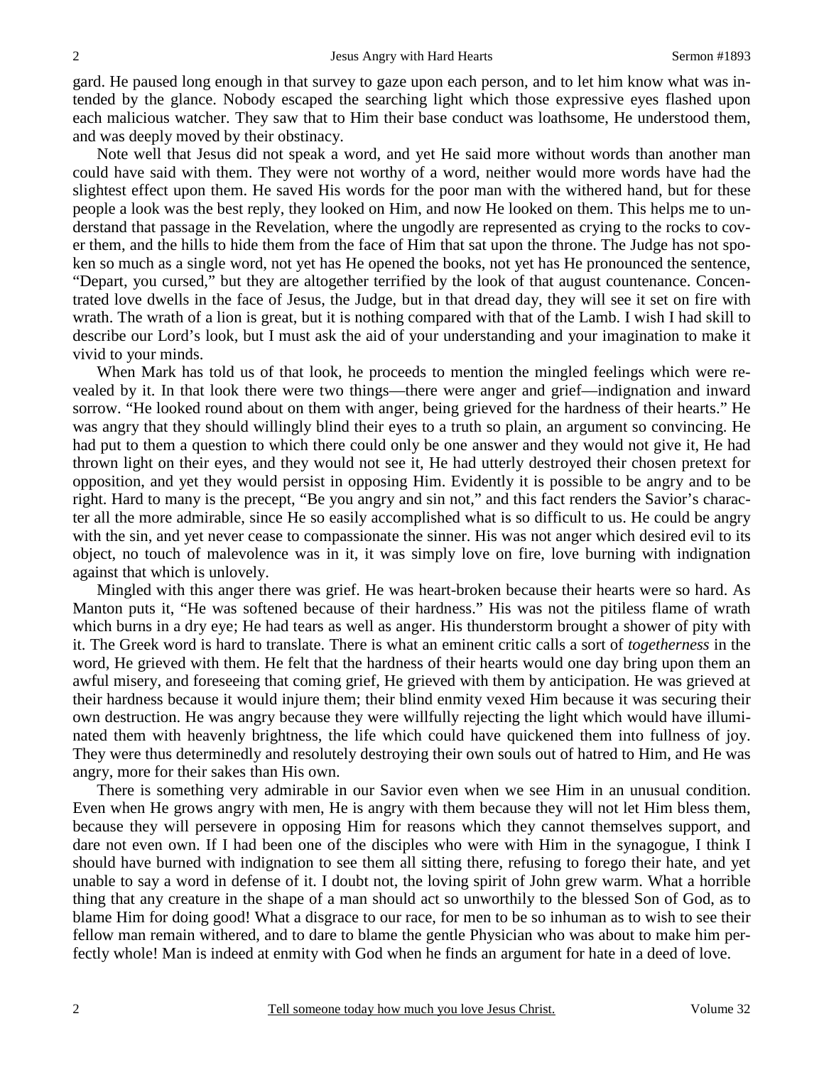gard. He paused long enough in that survey to gaze upon each person, and to let him know what was intended by the glance. Nobody escaped the searching light which those expressive eyes flashed upon each malicious watcher. They saw that to Him their base conduct was loathsome, He understood them, and was deeply moved by their obstinacy.

Note well that Jesus did not speak a word, and yet He said more without words than another man could have said with them. They were not worthy of a word, neither would more words have had the slightest effect upon them. He saved His words for the poor man with the withered hand, but for these people a look was the best reply, they looked on Him, and now He looked on them. This helps me to understand that passage in the Revelation, where the ungodly are represented as crying to the rocks to cover them, and the hills to hide them from the face of Him that sat upon the throne. The Judge has not spoken so much as a single word, not yet has He opened the books, not yet has He pronounced the sentence, "Depart, you cursed," but they are altogether terrified by the look of that august countenance. Concentrated love dwells in the face of Jesus, the Judge, but in that dread day, they will see it set on fire with wrath. The wrath of a lion is great, but it is nothing compared with that of the Lamb. I wish I had skill to describe our Lord's look, but I must ask the aid of your understanding and your imagination to make it vivid to your minds.

When Mark has told us of that look, he proceeds to mention the mingled feelings which were revealed by it. In that look there were two things—there were anger and grief—indignation and inward sorrow. "He looked round about on them with anger, being grieved for the hardness of their hearts." He was angry that they should willingly blind their eyes to a truth so plain, an argument so convincing. He had put to them a question to which there could only be one answer and they would not give it, He had thrown light on their eyes, and they would not see it, He had utterly destroyed their chosen pretext for opposition, and yet they would persist in opposing Him. Evidently it is possible to be angry and to be right. Hard to many is the precept, "Be you angry and sin not," and this fact renders the Savior's character all the more admirable, since He so easily accomplished what is so difficult to us. He could be angry with the sin, and yet never cease to compassionate the sinner. His was not anger which desired evil to its object, no touch of malevolence was in it, it was simply love on fire, love burning with indignation against that which is unlovely.

Mingled with this anger there was grief. He was heart-broken because their hearts were so hard. As Manton puts it, "He was softened because of their hardness." His was not the pitiless flame of wrath which burns in a dry eye; He had tears as well as anger. His thunderstorm brought a shower of pity with it. The Greek word is hard to translate. There is what an eminent critic calls a sort of *togetherness* in the word, He grieved with them. He felt that the hardness of their hearts would one day bring upon them an awful misery, and foreseeing that coming grief, He grieved with them by anticipation. He was grieved at their hardness because it would injure them; their blind enmity vexed Him because it was securing their own destruction. He was angry because they were willfully rejecting the light which would have illuminated them with heavenly brightness, the life which could have quickened them into fullness of joy. They were thus determinedly and resolutely destroying their own souls out of hatred to Him, and He was angry, more for their sakes than His own.

There is something very admirable in our Savior even when we see Him in an unusual condition. Even when He grows angry with men, He is angry with them because they will not let Him bless them, because they will persevere in opposing Him for reasons which they cannot themselves support, and dare not even own. If I had been one of the disciples who were with Him in the synagogue, I think I should have burned with indignation to see them all sitting there, refusing to forego their hate, and yet unable to say a word in defense of it. I doubt not, the loving spirit of John grew warm. What a horrible thing that any creature in the shape of a man should act so unworthily to the blessed Son of God, as to blame Him for doing good! What a disgrace to our race, for men to be so inhuman as to wish to see their fellow man remain withered, and to dare to blame the gentle Physician who was about to make him perfectly whole! Man is indeed at enmity with God when he finds an argument for hate in a deed of love.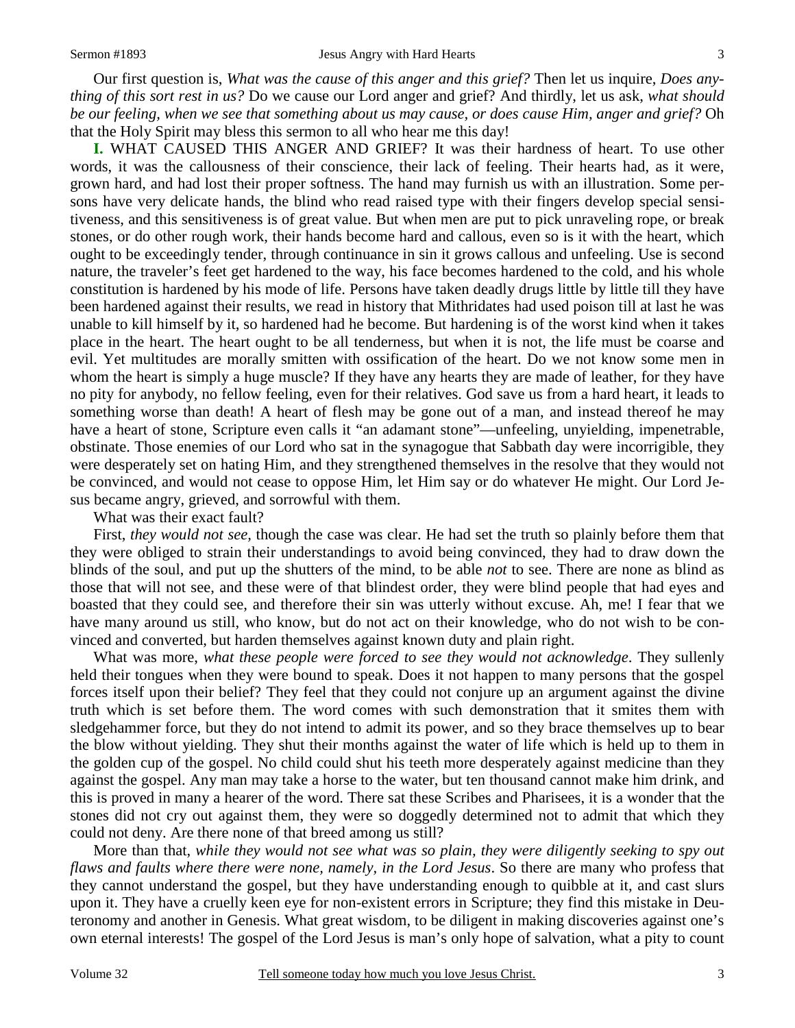Our first question is, *What was the cause of this anger and this grief?* Then let us inquire, *Does anything of this sort rest in us?* Do we cause our Lord anger and grief? And thirdly, let us ask, *what should be our feeling, when we see that something about us may cause, or does cause Him, anger and grief?* Oh that the Holy Spirit may bless this sermon to all who hear me this day!

**I.** WHAT CAUSED THIS ANGER AND GRIEF? It was their hardness of heart. To use other words, it was the callousness of their conscience, their lack of feeling. Their hearts had, as it were, grown hard, and had lost their proper softness. The hand may furnish us with an illustration. Some persons have very delicate hands, the blind who read raised type with their fingers develop special sensitiveness, and this sensitiveness is of great value. But when men are put to pick unraveling rope, or break stones, or do other rough work, their hands become hard and callous, even so is it with the heart, which ought to be exceedingly tender, through continuance in sin it grows callous and unfeeling. Use is second nature, the traveler's feet get hardened to the way, his face becomes hardened to the cold, and his whole constitution is hardened by his mode of life. Persons have taken deadly drugs little by little till they have been hardened against their results, we read in history that Mithridates had used poison till at last he was unable to kill himself by it, so hardened had he become. But hardening is of the worst kind when it takes place in the heart. The heart ought to be all tenderness, but when it is not, the life must be coarse and evil. Yet multitudes are morally smitten with ossification of the heart. Do we not know some men in whom the heart is simply a huge muscle? If they have any hearts they are made of leather, for they have no pity for anybody, no fellow feeling, even for their relatives. God save us from a hard heart, it leads to something worse than death! A heart of flesh may be gone out of a man, and instead thereof he may have a heart of stone, Scripture even calls it "an adamant stone"—unfeeling, unyielding, impenetrable, obstinate. Those enemies of our Lord who sat in the synagogue that Sabbath day were incorrigible, they were desperately set on hating Him, and they strengthened themselves in the resolve that they would not be convinced, and would not cease to oppose Him, let Him say or do whatever He might. Our Lord Jesus became angry, grieved, and sorrowful with them.

What was their exact fault?

First, *they would not see,* though the case was clear. He had set the truth so plainly before them that they were obliged to strain their understandings to avoid being convinced, they had to draw down the blinds of the soul, and put up the shutters of the mind, to be able *not* to see. There are none as blind as those that will not see, and these were of that blindest order, they were blind people that had eyes and boasted that they could see, and therefore their sin was utterly without excuse. Ah, me! I fear that we have many around us still, who know, but do not act on their knowledge, who do not wish to be convinced and converted, but harden themselves against known duty and plain right.

What was more, *what these people were forced to see they would not acknowledge*. They sullenly held their tongues when they were bound to speak. Does it not happen to many persons that the gospel forces itself upon their belief? They feel that they could not conjure up an argument against the divine truth which is set before them. The word comes with such demonstration that it smites them with sledgehammer force, but they do not intend to admit its power, and so they brace themselves up to bear the blow without yielding. They shut their months against the water of life which is held up to them in the golden cup of the gospel. No child could shut his teeth more desperately against medicine than they against the gospel. Any man may take a horse to the water, but ten thousand cannot make him drink, and this is proved in many a hearer of the word. There sat these Scribes and Pharisees, it is a wonder that the stones did not cry out against them, they were so doggedly determined not to admit that which they could not deny. Are there none of that breed among us still?

More than that, *while they would not see what was so plain, they were diligently seeking to spy out flaws and faults where there were none, namely, in the Lord Jesus*. So there are many who profess that they cannot understand the gospel, but they have understanding enough to quibble at it, and cast slurs upon it. They have a cruelly keen eye for non-existent errors in Scripture; they find this mistake in Deuteronomy and another in Genesis. What great wisdom, to be diligent in making discoveries against one's own eternal interests! The gospel of the Lord Jesus is man's only hope of salvation, what a pity to count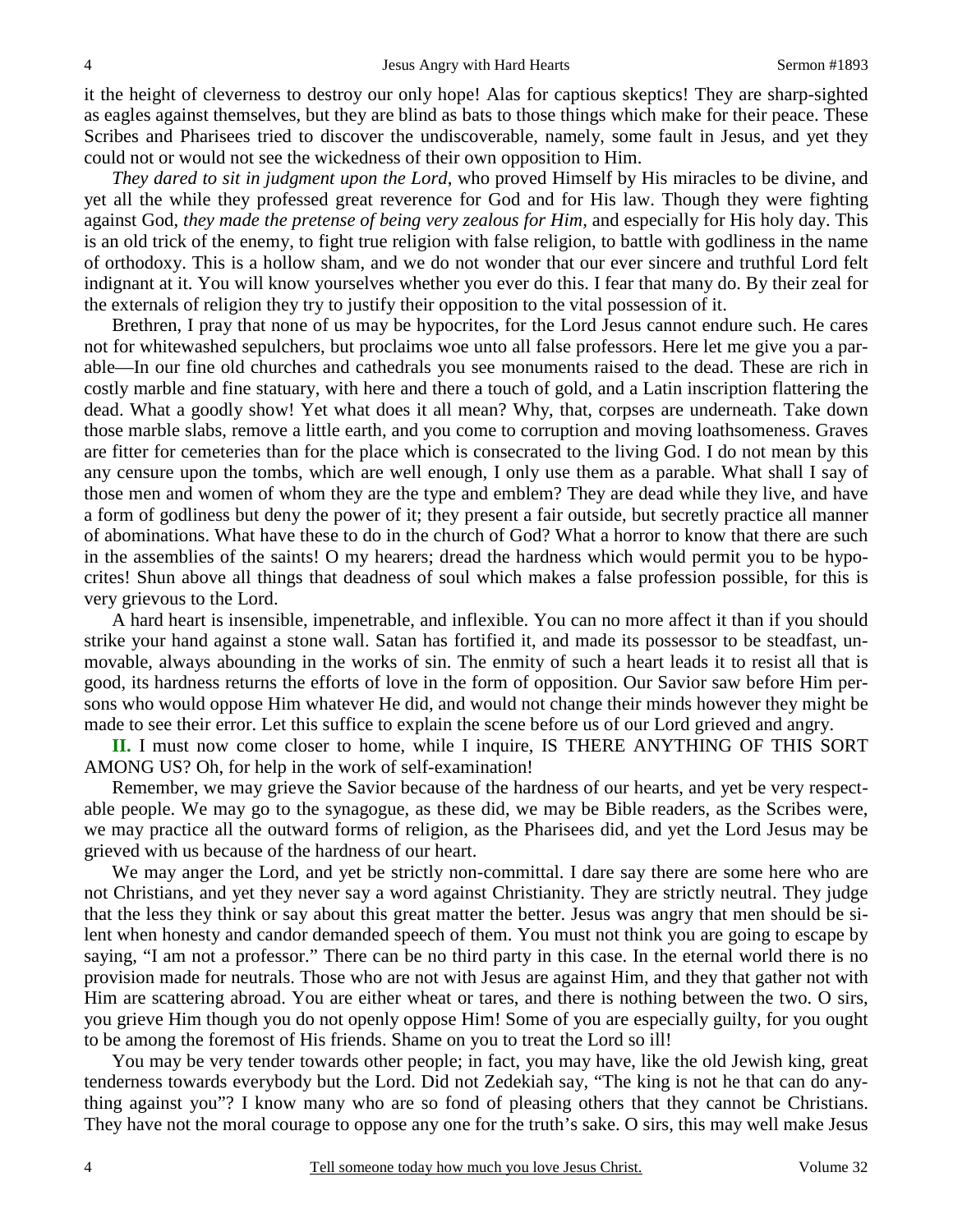it the height of cleverness to destroy our only hope! Alas for captious skeptics! They are sharp-sighted as eagles against themselves, but they are blind as bats to those things which make for their peace. These Scribes and Pharisees tried to discover the undiscoverable, namely, some fault in Jesus, and yet they could not or would not see the wickedness of their own opposition to Him.

*They dared to sit in judgment upon the Lord,* who proved Himself by His miracles to be divine, and yet all the while they professed great reverence for God and for His law. Though they were fighting against God, *they made the pretense of being very zealous for Him,* and especially for His holy day. This is an old trick of the enemy, to fight true religion with false religion, to battle with godliness in the name of orthodoxy. This is a hollow sham, and we do not wonder that our ever sincere and truthful Lord felt indignant at it. You will know yourselves whether you ever do this. I fear that many do. By their zeal for the externals of religion they try to justify their opposition to the vital possession of it.

Brethren, I pray that none of us may be hypocrites, for the Lord Jesus cannot endure such. He cares not for whitewashed sepulchers, but proclaims woe unto all false professors. Here let me give you a parable—In our fine old churches and cathedrals you see monuments raised to the dead. These are rich in costly marble and fine statuary, with here and there a touch of gold, and a Latin inscription flattering the dead. What a goodly show! Yet what does it all mean? Why, that, corpses are underneath. Take down those marble slabs, remove a little earth, and you come to corruption and moving loathsomeness. Graves are fitter for cemeteries than for the place which is consecrated to the living God. I do not mean by this any censure upon the tombs, which are well enough, I only use them as a parable. What shall I say of those men and women of whom they are the type and emblem? They are dead while they live, and have a form of godliness but deny the power of it; they present a fair outside, but secretly practice all manner of abominations. What have these to do in the church of God? What a horror to know that there are such in the assemblies of the saints! O my hearers; dread the hardness which would permit you to be hypocrites! Shun above all things that deadness of soul which makes a false profession possible, for this is very grievous to the Lord.

A hard heart is insensible, impenetrable, and inflexible. You can no more affect it than if you should strike your hand against a stone wall. Satan has fortified it, and made its possessor to be steadfast, unmovable, always abounding in the works of sin. The enmity of such a heart leads it to resist all that is good, its hardness returns the efforts of love in the form of opposition. Our Savior saw before Him persons who would oppose Him whatever He did, and would not change their minds however they might be made to see their error. Let this suffice to explain the scene before us of our Lord grieved and angry.

**II.** I must now come closer to home, while I inquire, IS THERE ANYTHING OF THIS SORT AMONG US? Oh, for help in the work of self-examination!

Remember, we may grieve the Savior because of the hardness of our hearts, and yet be very respectable people. We may go to the synagogue, as these did, we may be Bible readers, as the Scribes were, we may practice all the outward forms of religion, as the Pharisees did, and yet the Lord Jesus may be grieved with us because of the hardness of our heart.

We may anger the Lord, and yet be strictly non-committal. I dare say there are some here who are not Christians, and yet they never say a word against Christianity. They are strictly neutral. They judge that the less they think or say about this great matter the better. Jesus was angry that men should be silent when honesty and candor demanded speech of them. You must not think you are going to escape by saying, "I am not a professor." There can be no third party in this case. In the eternal world there is no provision made for neutrals. Those who are not with Jesus are against Him, and they that gather not with Him are scattering abroad. You are either wheat or tares, and there is nothing between the two. O sirs, you grieve Him though you do not openly oppose Him! Some of you are especially guilty, for you ought to be among the foremost of His friends. Shame on you to treat the Lord so ill!

You may be very tender towards other people; in fact, you may have, like the old Jewish king, great tenderness towards everybody but the Lord. Did not Zedekiah say, "The king is not he that can do anything against you"? I know many who are so fond of pleasing others that they cannot be Christians. They have not the moral courage to oppose any one for the truth's sake. O sirs, this may well make Jesus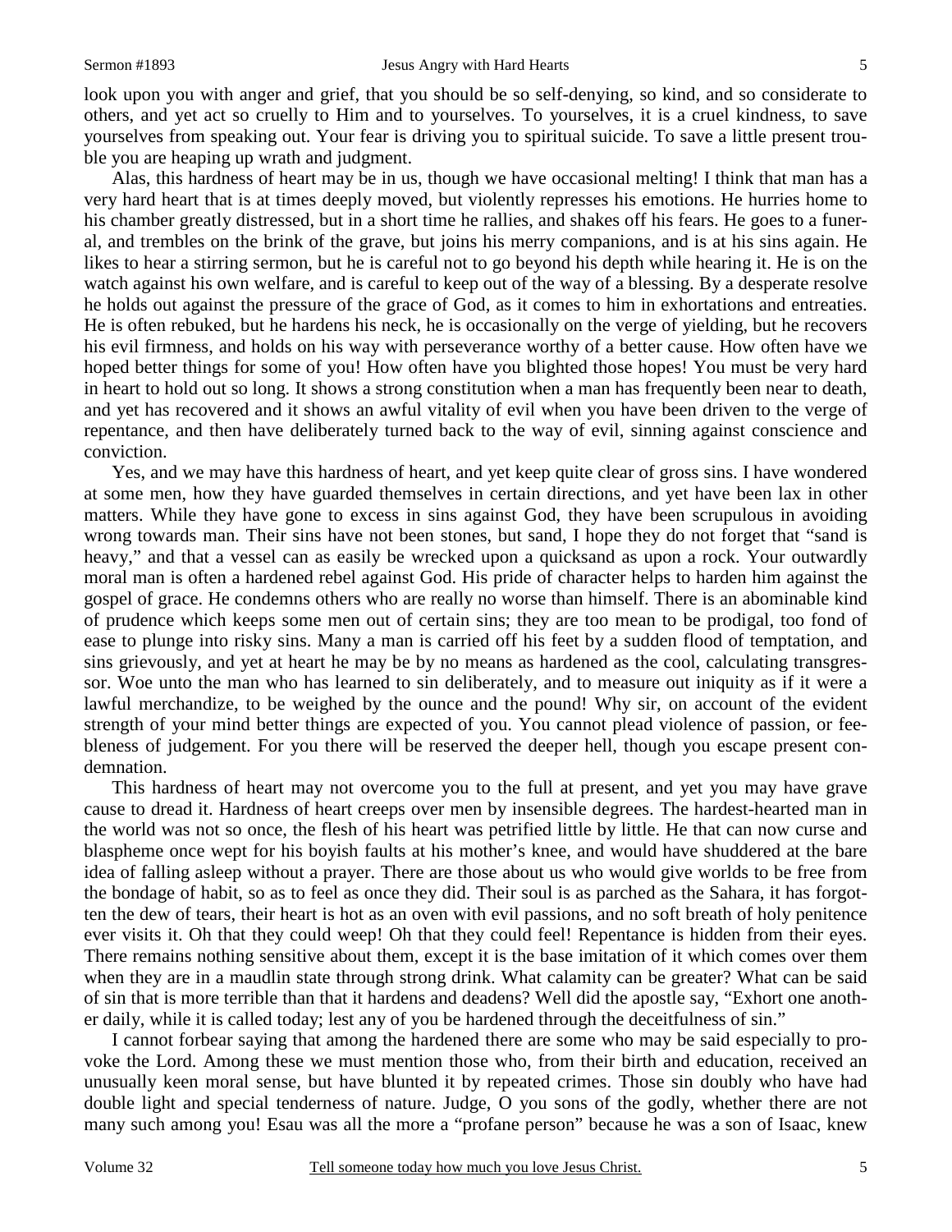look upon you with anger and grief, that you should be so self-denying, so kind, and so considerate to others, and yet act so cruelly to Him and to yourselves. To yourselves, it is a cruel kindness, to save yourselves from speaking out. Your fear is driving you to spiritual suicide. To save a little present trouble you are heaping up wrath and judgment.

Alas, this hardness of heart may be in us, though we have occasional melting! I think that man has a very hard heart that is at times deeply moved, but violently represses his emotions. He hurries home to his chamber greatly distressed, but in a short time he rallies, and shakes off his fears. He goes to a funeral, and trembles on the brink of the grave, but joins his merry companions, and is at his sins again. He likes to hear a stirring sermon, but he is careful not to go beyond his depth while hearing it. He is on the watch against his own welfare, and is careful to keep out of the way of a blessing. By a desperate resolve he holds out against the pressure of the grace of God, as it comes to him in exhortations and entreaties. He is often rebuked, but he hardens his neck, he is occasionally on the verge of yielding, but he recovers his evil firmness, and holds on his way with perseverance worthy of a better cause. How often have we hoped better things for some of you! How often have you blighted those hopes! You must be very hard in heart to hold out so long. It shows a strong constitution when a man has frequently been near to death, and yet has recovered and it shows an awful vitality of evil when you have been driven to the verge of repentance, and then have deliberately turned back to the way of evil, sinning against conscience and conviction.

Yes, and we may have this hardness of heart, and yet keep quite clear of gross sins. I have wondered at some men, how they have guarded themselves in certain directions, and yet have been lax in other matters. While they have gone to excess in sins against God, they have been scrupulous in avoiding wrong towards man. Their sins have not been stones, but sand, I hope they do not forget that "sand is heavy," and that a vessel can as easily be wrecked upon a quicksand as upon a rock. Your outwardly moral man is often a hardened rebel against God. His pride of character helps to harden him against the gospel of grace. He condemns others who are really no worse than himself. There is an abominable kind of prudence which keeps some men out of certain sins; they are too mean to be prodigal, too fond of ease to plunge into risky sins. Many a man is carried off his feet by a sudden flood of temptation, and sins grievously, and yet at heart he may be by no means as hardened as the cool, calculating transgressor. Woe unto the man who has learned to sin deliberately, and to measure out iniquity as if it were a lawful merchandize, to be weighed by the ounce and the pound! Why sir, on account of the evident strength of your mind better things are expected of you. You cannot plead violence of passion, or feebleness of judgement. For you there will be reserved the deeper hell, though you escape present condemnation.

This hardness of heart may not overcome you to the full at present, and yet you may have grave cause to dread it. Hardness of heart creeps over men by insensible degrees. The hardest-hearted man in the world was not so once, the flesh of his heart was petrified little by little. He that can now curse and blaspheme once wept for his boyish faults at his mother's knee, and would have shuddered at the bare idea of falling asleep without a prayer. There are those about us who would give worlds to be free from the bondage of habit, so as to feel as once they did. Their soul is as parched as the Sahara, it has forgotten the dew of tears, their heart is hot as an oven with evil passions, and no soft breath of holy penitence ever visits it. Oh that they could weep! Oh that they could feel! Repentance is hidden from their eyes. There remains nothing sensitive about them, except it is the base imitation of it which comes over them when they are in a maudlin state through strong drink. What calamity can be greater? What can be said of sin that is more terrible than that it hardens and deadens? Well did the apostle say, "Exhort one another daily, while it is called today; lest any of you be hardened through the deceitfulness of sin."

I cannot forbear saying that among the hardened there are some who may be said especially to provoke the Lord. Among these we must mention those who, from their birth and education, received an unusually keen moral sense, but have blunted it by repeated crimes. Those sin doubly who have had double light and special tenderness of nature. Judge, O you sons of the godly, whether there are not many such among you! Esau was all the more a "profane person" because he was a son of Isaac, knew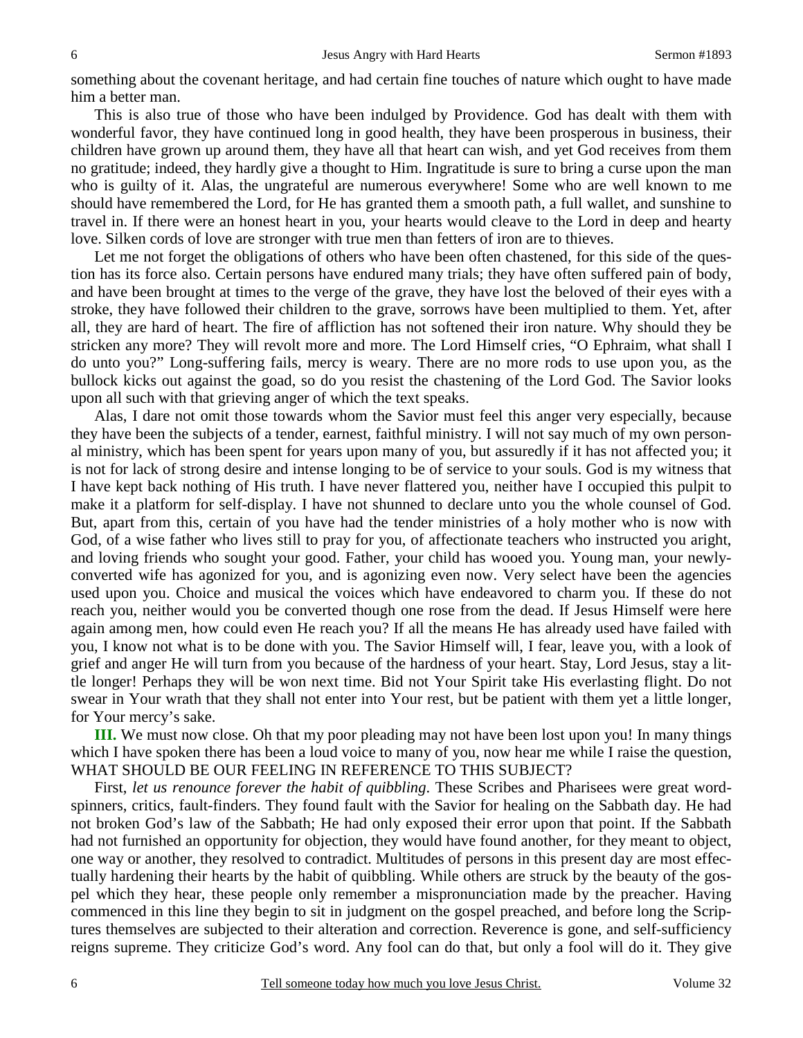something about the covenant heritage, and had certain fine touches of nature which ought to have made him a better man.

This is also true of those who have been indulged by Providence. God has dealt with them with wonderful favor, they have continued long in good health, they have been prosperous in business, their children have grown up around them, they have all that heart can wish, and yet God receives from them no gratitude; indeed, they hardly give a thought to Him. Ingratitude is sure to bring a curse upon the man who is guilty of it. Alas, the ungrateful are numerous everywhere! Some who are well known to me should have remembered the Lord, for He has granted them a smooth path, a full wallet, and sunshine to travel in. If there were an honest heart in you, your hearts would cleave to the Lord in deep and hearty love. Silken cords of love are stronger with true men than fetters of iron are to thieves.

Let me not forget the obligations of others who have been often chastened, for this side of the question has its force also. Certain persons have endured many trials; they have often suffered pain of body, and have been brought at times to the verge of the grave, they have lost the beloved of their eyes with a stroke, they have followed their children to the grave, sorrows have been multiplied to them. Yet, after all, they are hard of heart. The fire of affliction has not softened their iron nature. Why should they be stricken any more? They will revolt more and more. The Lord Himself cries, "O Ephraim, what shall I do unto you?" Long-suffering fails, mercy is weary. There are no more rods to use upon you, as the bullock kicks out against the goad, so do you resist the chastening of the Lord God. The Savior looks upon all such with that grieving anger of which the text speaks.

Alas, I dare not omit those towards whom the Savior must feel this anger very especially, because they have been the subjects of a tender, earnest, faithful ministry. I will not say much of my own personal ministry, which has been spent for years upon many of you, but assuredly if it has not affected you; it is not for lack of strong desire and intense longing to be of service to your souls. God is my witness that I have kept back nothing of His truth. I have never flattered you, neither have I occupied this pulpit to make it a platform for self-display. I have not shunned to declare unto you the whole counsel of God. But, apart from this, certain of you have had the tender ministries of a holy mother who is now with God, of a wise father who lives still to pray for you, of affectionate teachers who instructed you aright, and loving friends who sought your good. Father, your child has wooed you. Young man, your newly-converted wife has agonized for you, and is agonizing even now. Very select have been the agencies used upon you. Choice and musical the voices which have endeavored to charm you. If these do not reach you, neither would you be converted though one rose from the dead. If Jesus Himself were here again among men, how could even He reach you? If all the means He has already used have failed with you, I know not what is to be done with you. The Savior Himself will, I fear, leave you, with a look of grief and anger He will turn from you because of the hardness of your heart. Stay, Lord Jesus, stay a little longer! Perhaps they will be won next time. Bid not Your Spirit take His everlasting flight. Do not swear in Your wrath that they shall not enter into Your rest, but be patient with them yet a little longer, for Your mercy's sake.

**III.** We must now close. Oh that my poor pleading may not have been lost upon you! In many things which I have spoken there has been a loud voice to many of you, now hear me while I raise the question, WHAT SHOULD BE OUR FEELING IN REFERENCE TO THIS SUBJECT?

First, *let us renounce forever the habit of quibbling*. These Scribes and Pharisees were great word-spinners, critics, fault-finders. They found fault with the Savior for healing on the Sabbath day. He had not broken God's law of the Sabbath; He had only exposed their error upon that point. If the Sabbath had not furnished an opportunity for objection, they would have found another, for they meant to object, one way or another, they resolved to contradict. Multitudes of persons in this present day are most effectually hardening their hearts by the habit of quibbling. While others are struck by the beauty of the gospel which they hear, these people only remember a mispronunciation made by the preacher. Having commenced in this line they begin to sit in judgment on the gospel preached, and before long the Scriptures themselves are subjected to their alteration and correction. Reverence is gone, and self-sufficiency reigns supreme. They criticize God's word. Any fool can do that, but only a fool will do it. They give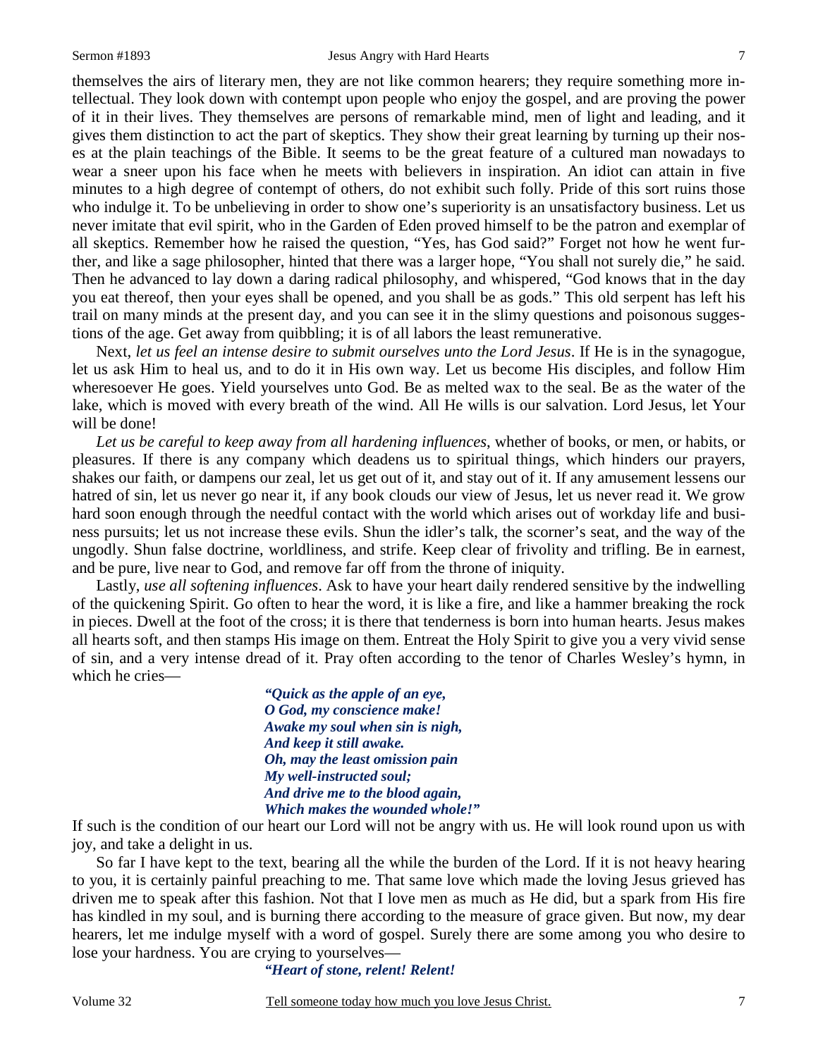themselves the airs of literary men, they are not like common hearers; they require something more intellectual. They look down with contempt upon people who enjoy the gospel, and are proving the power of it in their lives. They themselves are persons of remarkable mind, men of light and leading, and it gives them distinction to act the part of skeptics. They show their great learning by turning up their noses at the plain teachings of the Bible. It seems to be the great feature of a cultured man nowadays to wear a sneer upon his face when he meets with believers in inspiration. An idiot can attain in five minutes to a high degree of contempt of others, do not exhibit such folly. Pride of this sort ruins those who indulge it. To be unbelieving in order to show one's superiority is an unsatisfactory business. Let us never imitate that evil spirit, who in the Garden of Eden proved himself to be the patron and exemplar of all skeptics. Remember how he raised the question, "Yes, has God said?" Forget not how he went further, and like a sage philosopher, hinted that there was a larger hope, "You shall not surely die," he said. Then he advanced to lay down a daring radical philosophy, and whispered, "God knows that in the day you eat thereof, then your eyes shall be opened, and you shall be as gods." This old serpent has left his trail on many minds at the present day, and you can see it in the slimy questions and poisonous suggestions of the age. Get away from quibbling; it is of all labors the least remunerative.

Next, *let us feel an intense desire to submit ourselves unto the Lord Jesus*. If He is in the synagogue, let us ask Him to heal us, and to do it in His own way. Let us become His disciples, and follow Him wheresoever He goes. Yield yourselves unto God. Be as melted wax to the seal. Be as the water of the lake, which is moved with every breath of the wind. All He wills is our salvation. Lord Jesus, let Your will be done!

*Let us be careful to keep away from all hardening influences*, whether of books, or men, or habits, or pleasures. If there is any company which deadens us to spiritual things, which hinders our prayers, shakes our faith, or dampens our zeal, let us get out of it, and stay out of it. If any amusement lessens our hatred of sin, let us never go near it, if any book clouds our view of Jesus, let us never read it. We grow hard soon enough through the needful contact with the world which arises out of workday life and business pursuits; let us not increase these evils. Shun the idler's talk, the scorner's seat, and the way of the ungodly. Shun false doctrine, worldliness, and strife. Keep clear of frivolity and trifling. Be in earnest, and be pure, live near to God, and remove far off from the throne of iniquity.

Lastly, *use all softening influences*. Ask to have your heart daily rendered sensitive by the indwelling of the quickening Spirit. Go often to hear the word, it is like a fire, and like a hammer breaking the rock in pieces. Dwell at the foot of the cross; it is there that tenderness is born into human hearts. Jesus makes all hearts soft, and then stamps His image on them. Entreat the Holy Spirit to give you a very vivid sense of sin, and a very intense dread of it. Pray often according to the tenor of Charles Wesley's hymn, in which he cries—

> ***"Quick as the apple of an eye,***
> ***O God, my conscience make!***
> ***Awake my soul when sin is nigh,***
> ***And keep it still awake.***
> ***Oh, may the least omission pain***
> ***My well-instructed soul;***
> ***And drive me to the blood again,***
> ***Which makes the wounded whole!"***

If such is the condition of our heart our Lord will not be angry with us. He will look round upon us with joy, and take a delight in us.

So far I have kept to the text, bearing all the while the burden of the Lord. If it is not heavy hearing to you, it is certainly painful preaching to me. That same love which made the loving Jesus grieved has driven me to speak after this fashion. Not that I love men as much as He did, but a spark from His fire has kindled in my soul, and is burning there according to the measure of grace given. But now, my dear hearers, let me indulge myself with a word of gospel. Surely there are some among you who desire to lose your hardness. You are crying to yourselves—

> ***"Heart of stone, relent! Relent!***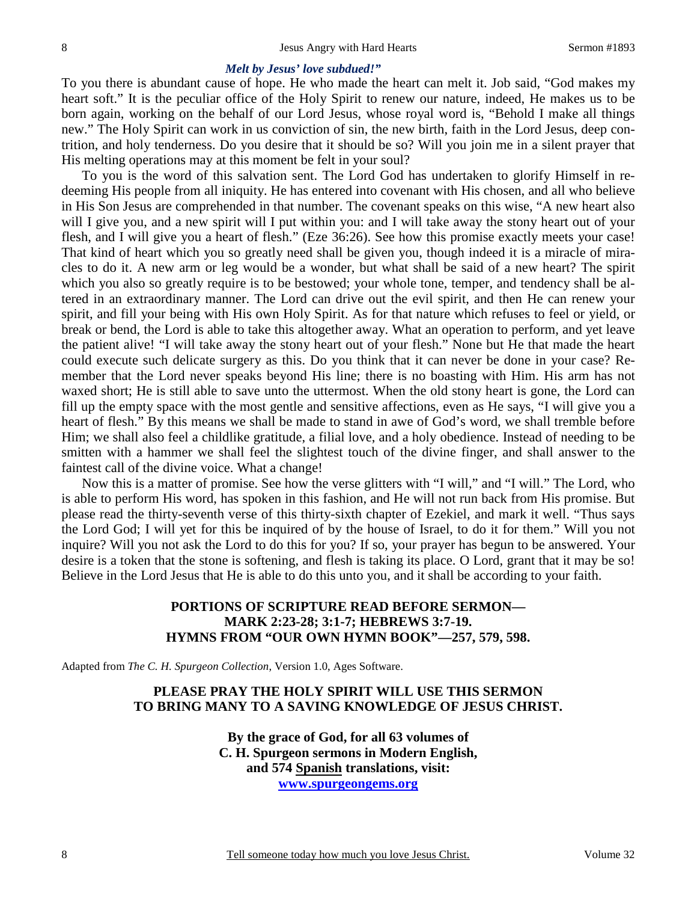*Melt by Jesus' love subdued!"*

To you there is abundant cause of hope. He who made the heart can melt it. Job said, "God makes my heart soft." It is the peculiar office of the Holy Spirit to renew our nature, indeed, He makes us to be born again, working on the behalf of our Lord Jesus, whose royal word is, "Behold I make all things new." The Holy Spirit can work in us conviction of sin, the new birth, faith in the Lord Jesus, deep contrition, and holy tenderness. Do you desire that it should be so? Will you join me in a silent prayer that His melting operations may at this moment be felt in your soul?

To you is the word of this salvation sent. The Lord God has undertaken to glorify Himself in redeeming His people from all iniquity. He has entered into covenant with His chosen, and all who believe in His Son Jesus are comprehended in that number. The covenant speaks on this wise, "A new heart also will I give you, and a new spirit will I put within you: and I will take away the stony heart out of your flesh, and I will give you a heart of flesh." (Eze 36:26). See how this promise exactly meets your case! That kind of heart which you so greatly need shall be given you, though indeed it is a miracle of miracles to do it. A new arm or leg would be a wonder, but what shall be said of a new heart? The spirit which you also so greatly require is to be bestowed; your whole tone, temper, and tendency shall be altered in an extraordinary manner. The Lord can drive out the evil spirit, and then He can renew your spirit, and fill your being with His own Holy Spirit. As for that nature which refuses to feel or yield, or break or bend, the Lord is able to take this altogether away. What an operation to perform, and yet leave the patient alive! "I will take away the stony heart out of your flesh." None but He that made the heart could execute such delicate surgery as this. Do you think that it can never be done in your case? Remember that the Lord never speaks beyond His line; there is no boasting with Him. His arm has not waxed short; He is still able to save unto the uttermost. When the old stony heart is gone, the Lord can fill up the empty space with the most gentle and sensitive affections, even as He says, "I will give you a heart of flesh." By this means we shall be made to stand in awe of God's word, we shall tremble before Him; we shall also feel a childlike gratitude, a filial love, and a holy obedience. Instead of needing to be smitten with a hammer we shall feel the slightest touch of the divine finger, and shall answer to the faintest call of the divine voice. What a change!

Now this is a matter of promise. See how the verse glitters with "I will," and "I will." The Lord, who is able to perform His word, has spoken in this fashion, and He will not run back from His promise. But please read the thirty-seventh verse of this thirty-sixth chapter of Ezekiel, and mark it well. "Thus says the Lord God; I will yet for this be inquired of by the house of Israel, to do it for them." Will you not inquire? Will you not ask the Lord to do this for you? If so, your prayer has begun to be answered. Your desire is a token that the stone is softening, and flesh is taking its place. O Lord, grant that it may be so! Believe in the Lord Jesus that He is able to do this unto you, and it shall be according to your faith.

**PORTIONS OF SCRIPTURE READ BEFORE SERMON—
MARK 2:23-28; 3:1-7; HEBREWS 3:7-19.
HYMNS FROM "OUR OWN HYMN BOOK"—257, 579, 598.**

Adapted from *The C. H. Spurgeon Collection*, Version 1.0, Ages Software.

**PLEASE PRAY THE HOLY SPIRIT WILL USE THIS SERMON
TO BRING MANY TO A SAVING KNOWLEDGE OF JESUS CHRIST.**

**By the grace of God, for all 63 volumes of
C. H. Spurgeon sermons in Modern English,
and 574 Spanish translations, visit:
www.spurgeongems.org**

Tell someone today how much you love Jesus Christ.